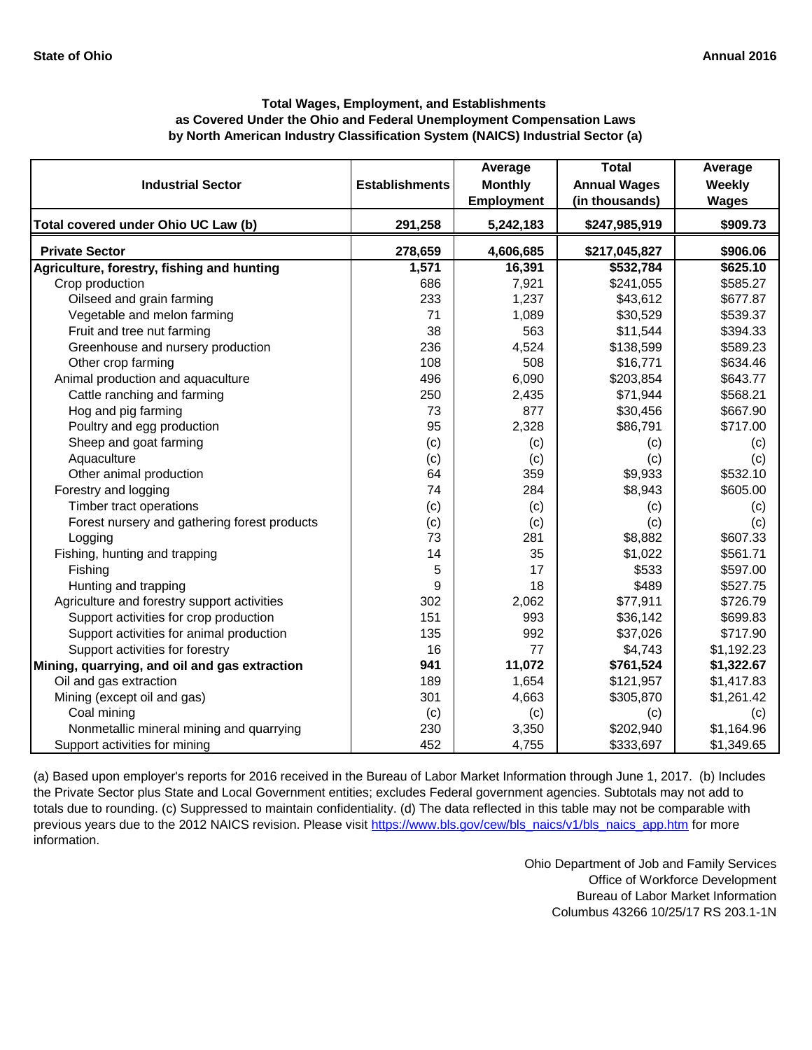**State of Ohio** **Annual 2016**

### Total Wages, Employment, and Establishments as Covered Under the Ohio and Federal Unemployment Compensation Laws by North American Industry Classification System (NAICS) Industrial Sector (a)

| Industrial Sector | Establishments | Average Monthly Employment | Total Annual Wages (in thousands) | Average Weekly Wages |
|---|---|---|---|---|
| **Total covered under Ohio UC Law (b)** | **291,258** | **5,242,183** | **$247,985,919** | **$909.73** |
| **Private Sector** | **278,659** | **4,606,685** | **$217,045,827** | **$906.06** |
| **Agriculture, forestry, fishing and hunting** | **1,571** | **16,391** | **$532,784** | **$625.10** |
| Crop production | 686 | 7,921 | $241,055 | $585.27 |
| Oilseed and grain farming | 233 | 1,237 | $43,612 | $677.87 |
| Vegetable and melon farming | 71 | 1,089 | $30,529 | $539.37 |
| Fruit and tree nut farming | 38 | 563 | $11,544 | $394.33 |
| Greenhouse and nursery production | 236 | 4,524 | $138,599 | $589.23 |
| Other crop farming | 108 | 508 | $16,771 | $634.46 |
| Animal production and aquaculture | 496 | 6,090 | $203,854 | $643.77 |
| Cattle ranching and farming | 250 | 2,435 | $71,944 | $568.21 |
| Hog and pig farming | 73 | 877 | $30,456 | $667.90 |
| Poultry and egg production | 95 | 2,328 | $86,791 | $717.00 |
| Sheep and goat farming | (c) | (c) | (c) | (c) |
| Aquaculture | (c) | (c) | (c) | (c) |
| Other animal production | 64 | 359 | $9,933 | $532.10 |
| Forestry and logging | 74 | 284 | $8,943 | $605.00 |
| Timber tract operations | (c) | (c) | (c) | (c) |
| Forest nursery and gathering forest products | (c) | (c) | (c) | (c) |
| Logging | 73 | 281 | $8,882 | $607.33 |
| Fishing, hunting and trapping | 14 | 35 | $1,022 | $561.71 |
| Fishing | 5 | 17 | $533 | $597.00 |
| Hunting and trapping | 9 | 18 | $489 | $527.75 |
| Agriculture and forestry support activities | 302 | 2,062 | $77,911 | $726.79 |
| Support activities for crop production | 151 | 993 | $36,142 | $699.83 |
| Support activities for animal production | 135 | 992 | $37,026 | $717.90 |
| Support activities for forestry | 16 | 77 | $4,743 | $1,192.23 |
| **Mining, quarrying, and oil and gas extraction** | **941** | **11,072** | **$761,524** | **$1,322.67** |
| Oil and gas extraction | 189 | 1,654 | $121,957 | $1,417.83 |
| Mining (except oil and gas) | 301 | 4,663 | $305,870 | $1,261.42 |
| Coal mining | (c) | (c) | (c) | (c) |
| Nonmetallic mineral mining and quarrying | 230 | 3,350 | $202,940 | $1,164.96 |
| Support activities for mining | 452 | 4,755 | $333,697 | $1,349.65 |

(a) Based upon employer's reports for 2016 received in the Bureau of Labor Market Information through June 1, 2017. (b) Includes the Private Sector plus State and Local Government entities; excludes Federal government agencies. Subtotals may not add to totals due to rounding. (c) Suppressed to maintain confidentiality. (d) The data reflected in this table may not be comparable with previous years due to the 2012 NAICS revision. Please visit https://www.bls.gov/cew/bls_naics/v1/bls_naics_app.htm for more information.

Ohio Department of Job and Family Services
Office of Workforce Development
Bureau of Labor Market Information
Columbus 43266 10/25/17 RS 203.1-1N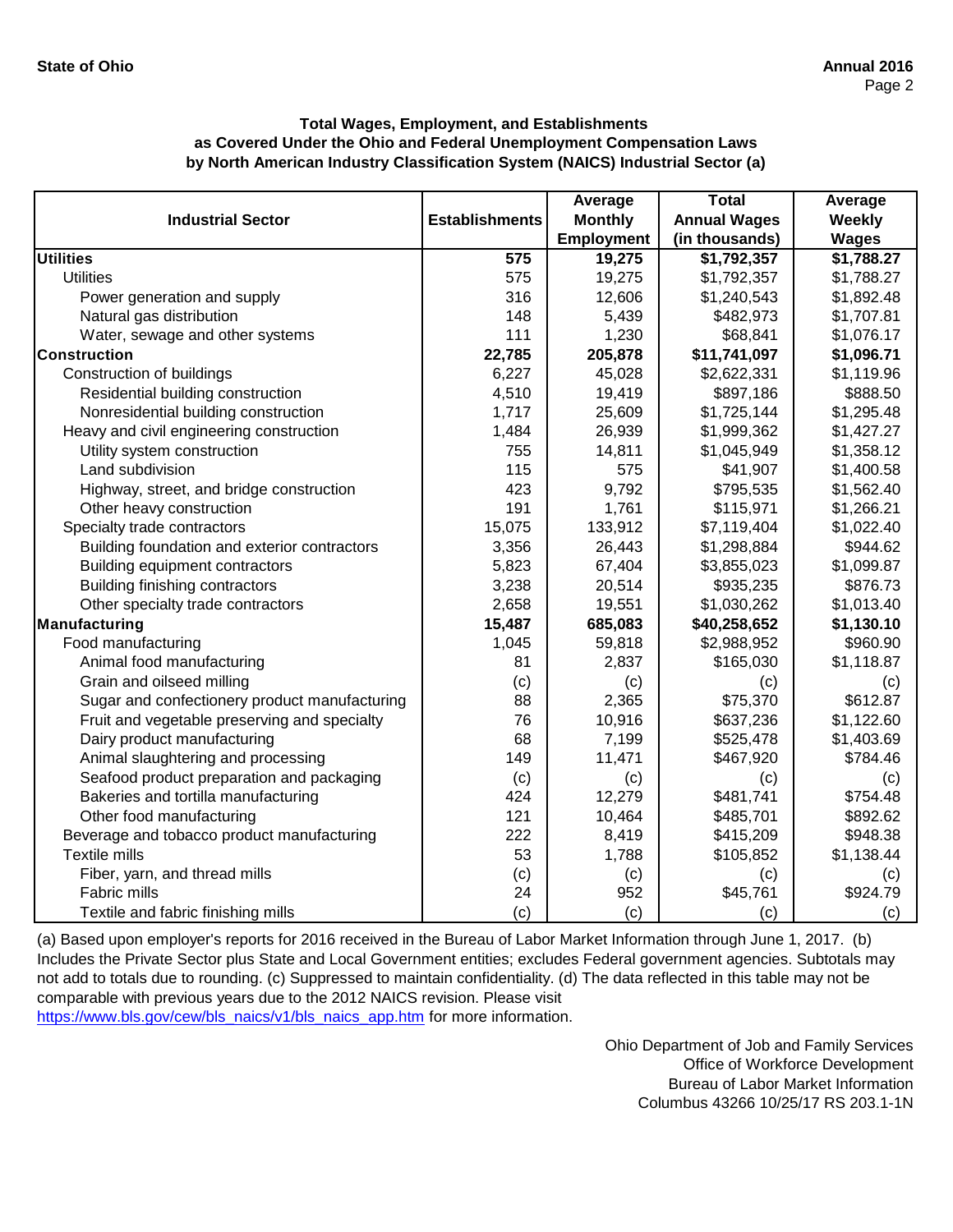**State of Ohio** **Annual 2016**

### Total Wages, Employment, and Establishments as Covered Under the Ohio and Federal Unemployment Compensation Laws by North American Industry Classification System (NAICS) Industrial Sector (a)

| Industrial Sector | Establishments | Average Monthly Employment | Total Annual Wages (in thousands) | Average Weekly Wages |
|---|---|---|---|---|
| **Utilities** | **575** | **19,275** | **$1,792,357** | **$1,788.27** |
| Utilities | 575 | 19,275 | $1,792,357 | $1,788.27 |
| Power generation and supply | 316 | 12,606 | $1,240,543 | $1,892.48 |
| Natural gas distribution | 148 | 5,439 | $482,973 | $1,707.81 |
| Water, sewage and other systems | 111 | 1,230 | $68,841 | $1,076.17 |
| **Construction** | **22,785** | **205,878** | **$11,741,097** | **$1,096.71** |
| Construction of buildings | 6,227 | 45,028 | $2,622,331 | $1,119.96 |
| Residential building construction | 4,510 | 19,419 | $897,186 | $888.50 |
| Nonresidential building construction | 1,717 | 25,609 | $1,725,144 | $1,295.48 |
| Heavy and civil engineering construction | 1,484 | 26,939 | $1,999,362 | $1,427.27 |
| Utility system construction | 755 | 14,811 | $1,045,949 | $1,358.12 |
| Land subdivision | 115 | 575 | $41,907 | $1,400.58 |
| Highway, street, and bridge construction | 423 | 9,792 | $795,535 | $1,562.40 |
| Other heavy construction | 191 | 1,761 | $115,971 | $1,266.21 |
| Specialty trade contractors | 15,075 | 133,912 | $7,119,404 | $1,022.40 |
| Building foundation and exterior contractors | 3,356 | 26,443 | $1,298,884 | $944.62 |
| Building equipment contractors | 5,823 | 67,404 | $3,855,023 | $1,099.87 |
| Building finishing contractors | 3,238 | 20,514 | $935,235 | $876.73 |
| Other specialty trade contractors | 2,658 | 19,551 | $1,030,262 | $1,013.40 |
| **Manufacturing** | **15,487** | **685,083** | **$40,258,652** | **$1,130.10** |
| Food manufacturing | 1,045 | 59,818 | $2,988,952 | $960.90 |
| Animal food manufacturing | 81 | 2,837 | $165,030 | $1,118.87 |
| Grain and oilseed milling | (c) | (c) | (c) | (c) |
| Sugar and confectionery product manufacturing | 88 | 2,365 | $75,370 | $612.87 |
| Fruit and vegetable preserving and specialty | 76 | 10,916 | $637,236 | $1,122.60 |
| Dairy product manufacturing | 68 | 7,199 | $525,478 | $1,403.69 |
| Animal slaughtering and processing | 149 | 11,471 | $467,920 | $784.46 |
| Seafood product preparation and packaging | (c) | (c) | (c) | (c) |
| Bakeries and tortilla manufacturing | 424 | 12,279 | $481,741 | $754.48 |
| Other food manufacturing | 121 | 10,464 | $485,701 | $892.62 |
| Beverage and tobacco product manufacturing | 222 | 8,419 | $415,209 | $948.38 |
| Textile mills | 53 | 1,788 | $105,852 | $1,138.44 |
| Fiber, yarn, and thread mills | (c) | (c) | (c) | (c) |
| Fabric mills | 24 | 952 | $45,761 | $924.79 |
| Textile and fabric finishing mills | (c) | (c) | (c) | (c) |

(a) Based upon employer's reports for 2016 received in the Bureau of Labor Market Information through June 1, 2017. (b) Includes the Private Sector plus State and Local Government entities; excludes Federal government agencies. Subtotals may not add to totals due to rounding. (c) Suppressed to maintain confidentiality. (d) The data reflected in this table may not be comparable with previous years due to the 2012 NAICS revision. Please visit https://www.bls.gov/cew/bls_naics/v1/bls_naics_app.htm for more information.

Ohio Department of Job and Family Services
Office of Workforce Development
Bureau of Labor Market Information
Columbus 43266 10/25/17 RS 203.1-1N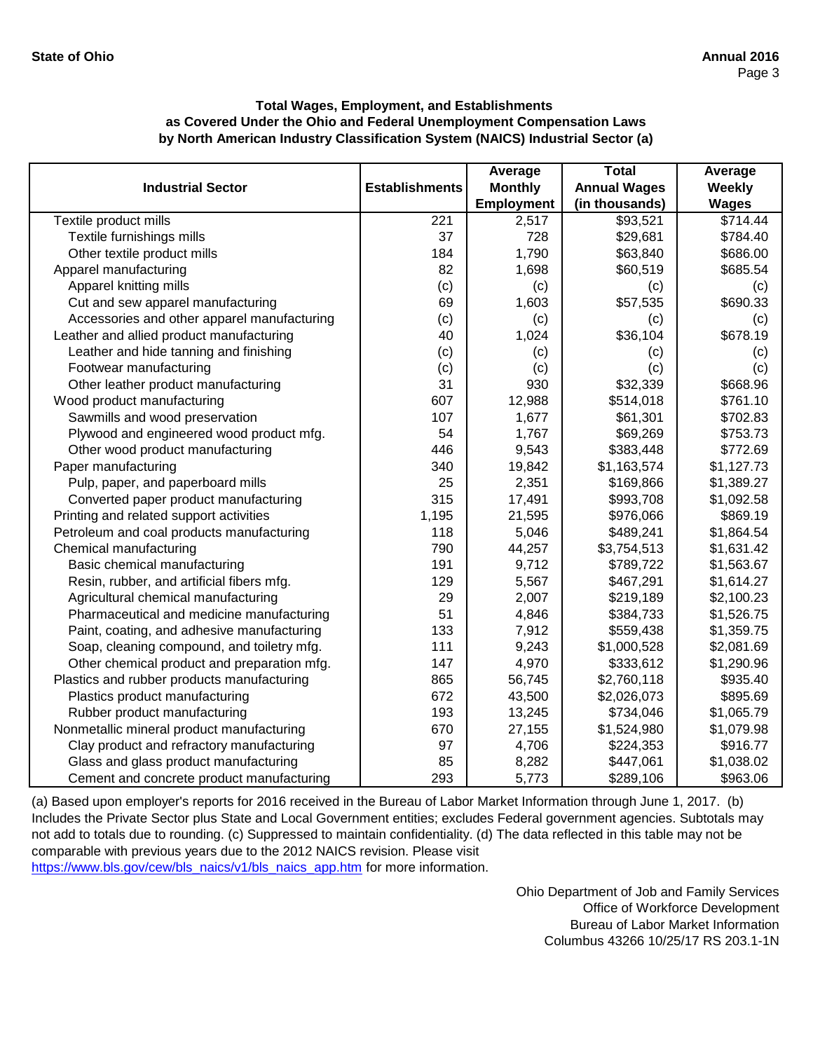**Total Wages, Employment, and Establishments as Covered Under the Ohio and Federal Unemployment Compensation Laws by North American Industry Classification System (NAICS) Industrial Sector (a)**

| Industrial Sector | Establishments | Average Monthly Employment | Total Annual Wages (in thousands) | Average Weekly Wages |
|---|---|---|---|---|
| Textile product mills | 221 | 2,517 | $93,521 | $714.44 |
| Textile furnishings mills | 37 | 728 | $29,681 | $784.40 |
| Other textile product mills | 184 | 1,790 | $63,840 | $686.00 |
| Apparel manufacturing | 82 | 1,698 | $60,519 | $685.54 |
| Apparel knitting mills | (c) | (c) | (c) | (c) |
| Cut and sew apparel manufacturing | 69 | 1,603 | $57,535 | $690.33 |
| Accessories and other apparel manufacturing | (c) | (c) | (c) | (c) |
| Leather and allied product manufacturing | 40 | 1,024 | $36,104 | $678.19 |
| Leather and hide tanning and finishing | (c) | (c) | (c) | (c) |
| Footwear manufacturing | (c) | (c) | (c) | (c) |
| Other leather product manufacturing | 31 | 930 | $32,339 | $668.96 |
| Wood product manufacturing | 607 | 12,988 | $514,018 | $761.10 |
| Sawmills and wood preservation | 107 | 1,677 | $61,301 | $702.83 |
| Plywood and engineered wood product mfg. | 54 | 1,767 | $69,269 | $753.73 |
| Other wood product manufacturing | 446 | 9,543 | $383,448 | $772.69 |
| Paper manufacturing | 340 | 19,842 | $1,163,574 | $1,127.73 |
| Pulp, paper, and paperboard mills | 25 | 2,351 | $169,866 | $1,389.27 |
| Converted paper product manufacturing | 315 | 17,491 | $993,708 | $1,092.58 |
| Printing and related support activities | 1,195 | 21,595 | $976,066 | $869.19 |
| Petroleum and coal products manufacturing | 118 | 5,046 | $489,241 | $1,864.54 |
| Chemical manufacturing | 790 | 44,257 | $3,754,513 | $1,631.42 |
| Basic chemical manufacturing | 191 | 9,712 | $789,722 | $1,563.67 |
| Resin, rubber, and artificial fibers mfg. | 129 | 5,567 | $467,291 | $1,614.27 |
| Agricultural chemical manufacturing | 29 | 2,007 | $219,189 | $2,100.23 |
| Pharmaceutical and medicine manufacturing | 51 | 4,846 | $384,733 | $1,526.75 |
| Paint, coating, and adhesive manufacturing | 133 | 7,912 | $559,438 | $1,359.75 |
| Soap, cleaning compound, and toiletry mfg. | 111 | 9,243 | $1,000,528 | $2,081.69 |
| Other chemical product and preparation mfg. | 147 | 4,970 | $333,612 | $1,290.96 |
| Plastics and rubber products manufacturing | 865 | 56,745 | $2,760,118 | $935.40 |
| Plastics product manufacturing | 672 | 43,500 | $2,026,073 | $895.69 |
| Rubber product manufacturing | 193 | 13,245 | $734,046 | $1,065.79 |
| Nonmetallic mineral product manufacturing | 670 | 27,155 | $1,524,980 | $1,079.98 |
| Clay product and refractory manufacturing | 97 | 4,706 | $224,353 | $916.77 |
| Glass and glass product manufacturing | 85 | 8,282 | $447,061 | $1,038.02 |
| Cement and concrete product manufacturing | 293 | 5,773 | $289,106 | $963.06 |

(a) Based upon employer's reports for 2016 received in the Bureau of Labor Market Information through June 1, 2017. (b) Includes the Private Sector plus State and Local Government entities; excludes Federal government agencies. Subtotals may not add to totals due to rounding. (c) Suppressed to maintain confidentiality. (d) The data reflected in this table may not be comparable with previous years due to the 2012 NAICS revision. Please visit https://www.bls.gov/cew/bls_naics/v1/bls_naics_app.htm for more information.

Ohio Department of Job and Family Services
Office of Workforce Development
Bureau of Labor Market Information
Columbus 43266 10/25/17 RS 203.1-1N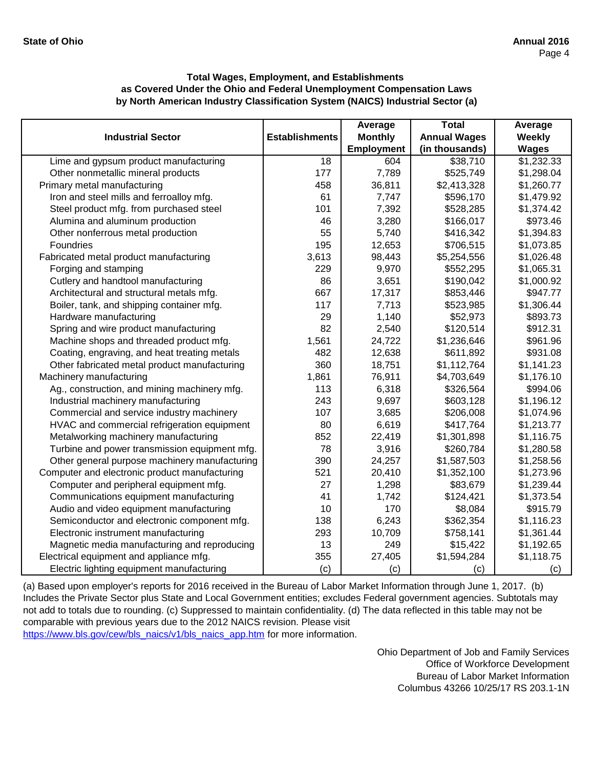**State of Ohio** — **Annual 2016**

### Total Wages, Employment, and Establishments as Covered Under the Ohio and Federal Unemployment Compensation Laws by North American Industry Classification System (NAICS) Industrial Sector (a)

| Industrial Sector | Establishments | Average Monthly Employment | Total Annual Wages (in thousands) | Average Weekly Wages |
|---|---|---|---|---|
| Lime and gypsum product manufacturing | 18 | 604 | $38,710 | $1,232.33 |
| Other nonmetallic mineral products | 177 | 7,789 | $525,749 | $1,298.04 |
| Primary metal manufacturing | 458 | 36,811 | $2,413,328 | $1,260.77 |
| Iron and steel mills and ferroalloy mfg. | 61 | 7,747 | $596,170 | $1,479.92 |
| Steel product mfg. from purchased steel | 101 | 7,392 | $528,285 | $1,374.42 |
| Alumina and aluminum production | 46 | 3,280 | $166,017 | $973.46 |
| Other nonferrous metal production | 55 | 5,740 | $416,342 | $1,394.83 |
| Foundries | 195 | 12,653 | $706,515 | $1,073.85 |
| Fabricated metal product manufacturing | 3,613 | 98,443 | $5,254,556 | $1,026.48 |
| Forging and stamping | 229 | 9,970 | $552,295 | $1,065.31 |
| Cutlery and handtool manufacturing | 86 | 3,651 | $190,042 | $1,000.92 |
| Architectural and structural metals mfg. | 667 | 17,317 | $853,446 | $947.77 |
| Boiler, tank, and shipping container mfg. | 117 | 7,713 | $523,985 | $1,306.44 |
| Hardware manufacturing | 29 | 1,140 | $52,973 | $893.73 |
| Spring and wire product manufacturing | 82 | 2,540 | $120,514 | $912.31 |
| Machine shops and threaded product mfg. | 1,561 | 24,722 | $1,236,646 | $961.96 |
| Coating, engraving, and heat treating metals | 482 | 12,638 | $611,892 | $931.08 |
| Other fabricated metal product manufacturing | 360 | 18,751 | $1,112,764 | $1,141.23 |
| Machinery manufacturing | 1,861 | 76,911 | $4,703,649 | $1,176.10 |
| Ag., construction, and mining machinery mfg. | 113 | 6,318 | $326,564 | $994.06 |
| Industrial machinery manufacturing | 243 | 9,697 | $603,128 | $1,196.12 |
| Commercial and service industry machinery | 107 | 3,685 | $206,008 | $1,074.96 |
| HVAC and commercial refrigeration equipment | 80 | 6,619 | $417,764 | $1,213.77 |
| Metalworking machinery manufacturing | 852 | 22,419 | $1,301,898 | $1,116.75 |
| Turbine and power transmission equipment mfg. | 78 | 3,916 | $260,784 | $1,280.58 |
| Other general purpose machinery manufacturing | 390 | 24,257 | $1,587,503 | $1,258.56 |
| Computer and electronic product manufacturing | 521 | 20,410 | $1,352,100 | $1,273.96 |
| Computer and peripheral equipment mfg. | 27 | 1,298 | $83,679 | $1,239.44 |
| Communications equipment manufacturing | 41 | 1,742 | $124,421 | $1,373.54 |
| Audio and video equipment manufacturing | 10 | 170 | $8,084 | $915.79 |
| Semiconductor and electronic component mfg. | 138 | 6,243 | $362,354 | $1,116.23 |
| Electronic instrument manufacturing | 293 | 10,709 | $758,141 | $1,361.44 |
| Magnetic media manufacturing and reproducing | 13 | 249 | $15,422 | $1,192.65 |
| Electrical equipment and appliance mfg. | 355 | 27,405 | $1,594,284 | $1,118.75 |
| Electric lighting equipment manufacturing | (c) | (c) | (c) | (c) |

(a) Based upon employer's reports for 2016 received in the Bureau of Labor Market Information through June 1, 2017. (b) Includes the Private Sector plus State and Local Government entities; excludes Federal government agencies. Subtotals may not add to totals due to rounding. (c) Suppressed to maintain confidentiality. (d) The data reflected in this table may not be comparable with previous years due to the 2012 NAICS revision. Please visit https://www.bls.gov/cew/bls_naics/v1/bls_naics_app.htm for more information.

Ohio Department of Job and Family Services
Office of Workforce Development
Bureau of Labor Market Information
Columbus 43266 10/25/17 RS 203.1-1N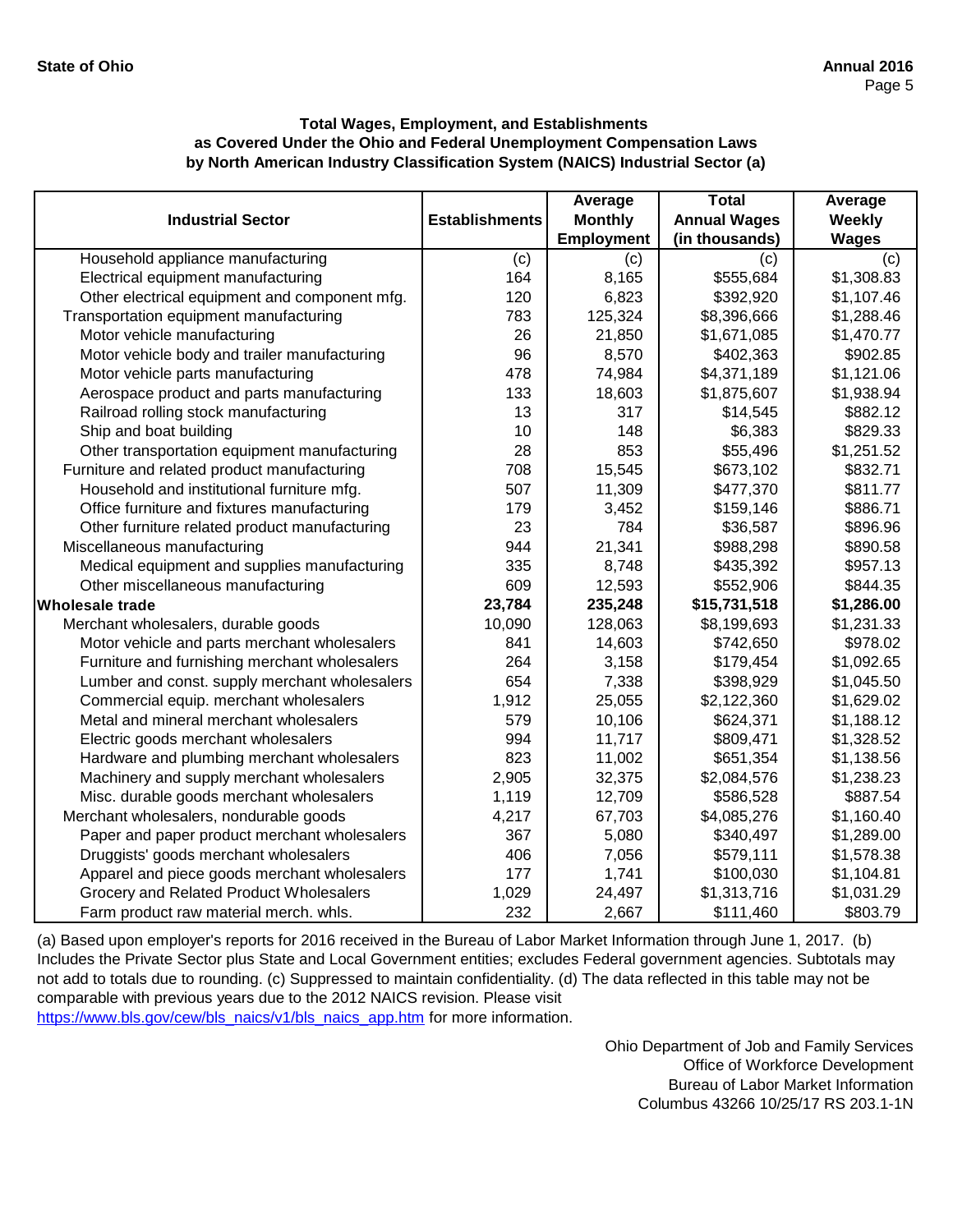### Total Wages, Employment, and Establishments as Covered Under the Ohio and Federal Unemployment Compensation Laws by North American Industry Classification System (NAICS) Industrial Sector (a)

| Industrial Sector | Establishments | Average Monthly Employment | Total Annual Wages (in thousands) | Average Weekly Wages |
|---|---|---|---|---|
| Household appliance manufacturing | (c) | (c) | (c) | (c) |
| Electrical equipment manufacturing | 164 | 8,165 | $555,684 | $1,308.83 |
| Other electrical equipment and component mfg. | 120 | 6,823 | $392,920 | $1,107.46 |
| Transportation equipment manufacturing | 783 | 125,324 | $8,396,666 | $1,288.46 |
| Motor vehicle manufacturing | 26 | 21,850 | $1,671,085 | $1,470.77 |
| Motor vehicle body and trailer manufacturing | 96 | 8,570 | $402,363 | $902.85 |
| Motor vehicle parts manufacturing | 478 | 74,984 | $4,371,189 | $1,121.06 |
| Aerospace product and parts manufacturing | 133 | 18,603 | $1,875,607 | $1,938.94 |
| Railroad rolling stock manufacturing | 13 | 317 | $14,545 | $882.12 |
| Ship and boat building | 10 | 148 | $6,383 | $829.33 |
| Other transportation equipment manufacturing | 28 | 853 | $55,496 | $1,251.52 |
| Furniture and related product manufacturing | 708 | 15,545 | $673,102 | $832.71 |
| Household and institutional furniture mfg. | 507 | 11,309 | $477,370 | $811.77 |
| Office furniture and fixtures manufacturing | 179 | 3,452 | $159,146 | $886.71 |
| Other furniture related product manufacturing | 23 | 784 | $36,587 | $896.96 |
| Miscellaneous manufacturing | 944 | 21,341 | $988,298 | $890.58 |
| Medical equipment and supplies manufacturing | 335 | 8,748 | $435,392 | $957.13 |
| Other miscellaneous manufacturing | 609 | 12,593 | $552,906 | $844.35 |
| **Wholesale trade** | **23,784** | **235,248** | **$15,731,518** | **$1,286.00** |
| Merchant wholesalers, durable goods | 10,090 | 128,063 | $8,199,693 | $1,231.33 |
| Motor vehicle and parts merchant wholesalers | 841 | 14,603 | $742,650 | $978.02 |
| Furniture and furnishing merchant wholesalers | 264 | 3,158 | $179,454 | $1,092.65 |
| Lumber and const. supply merchant wholesalers | 654 | 7,338 | $398,929 | $1,045.50 |
| Commercial equip. merchant wholesalers | 1,912 | 25,055 | $2,122,360 | $1,629.02 |
| Metal and mineral merchant wholesalers | 579 | 10,106 | $624,371 | $1,188.12 |
| Electric goods merchant wholesalers | 994 | 11,717 | $809,471 | $1,328.52 |
| Hardware and plumbing merchant wholesalers | 823 | 11,002 | $651,354 | $1,138.56 |
| Machinery and supply merchant wholesalers | 2,905 | 32,375 | $2,084,576 | $1,238.23 |
| Misc. durable goods merchant wholesalers | 1,119 | 12,709 | $586,528 | $887.54 |
| Merchant wholesalers, nondurable goods | 4,217 | 67,703 | $4,085,276 | $1,160.40 |
| Paper and paper product merchant wholesalers | 367 | 5,080 | $340,497 | $1,289.00 |
| Druggists' goods merchant wholesalers | 406 | 7,056 | $579,111 | $1,578.38 |
| Apparel and piece goods merchant wholesalers | 177 | 1,741 | $100,030 | $1,104.81 |
| Grocery and Related Product Wholesalers | 1,029 | 24,497 | $1,313,716 | $1,031.29 |
| Farm product raw material merch. whls. | 232 | 2,667 | $111,460 | $803.79 |

(a) Based upon employer's reports for 2016 received in the Bureau of Labor Market Information through June 1, 2017. (b) Includes the Private Sector plus State and Local Government entities; excludes Federal government agencies. Subtotals may not add to totals due to rounding. (c) Suppressed to maintain confidentiality. (d) The data reflected in this table may not be comparable with previous years due to the 2012 NAICS revision. Please visit https://www.bls.gov/cew/bls_naics/v1/bls_naics_app.htm for more information.

Ohio Department of Job and Family Services
Office of Workforce Development
Bureau of Labor Market Information
Columbus 43266 10/25/17 RS 203.1-1N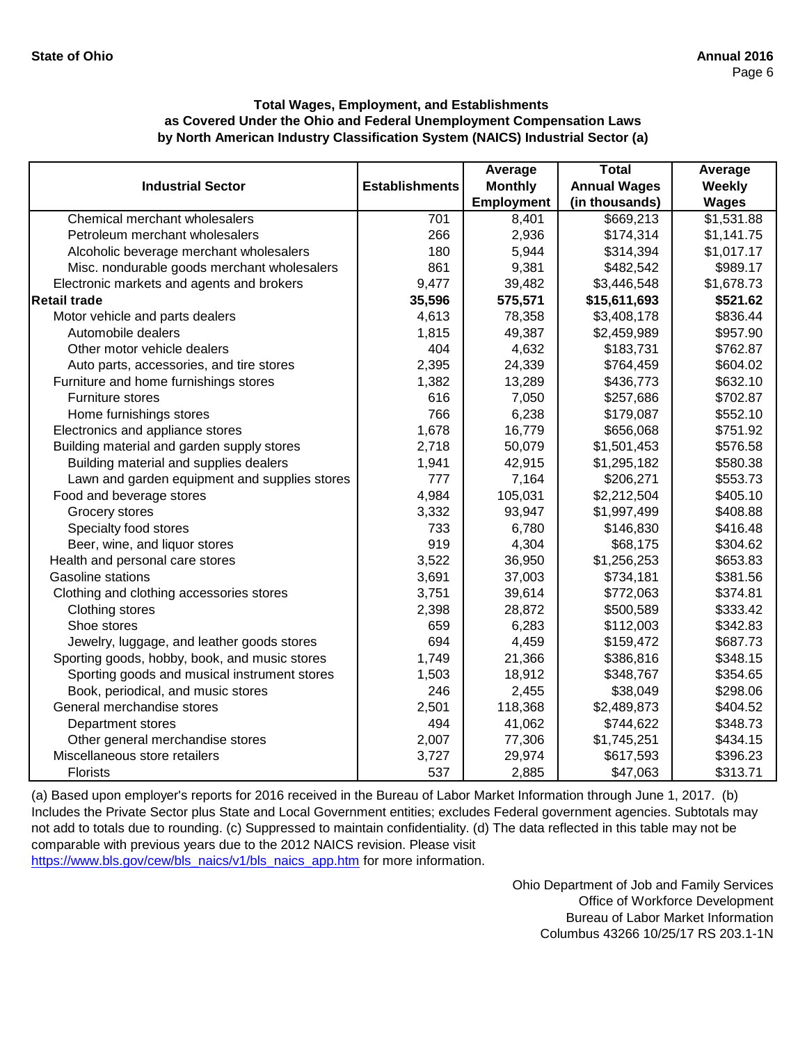**State of Ohio** **Annual 2016**

### Total Wages, Employment, and Establishments as Covered Under the Ohio and Federal Unemployment Compensation Laws by North American Industry Classification System (NAICS) Industrial Sector (a)

| Industrial Sector | Establishments | Average Monthly Employment | Total Annual Wages (in thousands) | Average Weekly Wages |
|---|---|---|---|---|
| Chemical merchant wholesalers | 701 | 8,401 | $669,213 | $1,531.88 |
| Petroleum merchant wholesalers | 266 | 2,936 | $174,314 | $1,141.75 |
| Alcoholic beverage merchant wholesalers | 180 | 5,944 | $314,394 | $1,017.17 |
| Misc. nondurable goods merchant wholesalers | 861 | 9,381 | $482,542 | $989.17 |
| Electronic markets and agents and brokers | 9,477 | 39,482 | $3,446,548 | $1,678.73 |
| **Retail trade** | **35,596** | **575,571** | **$15,611,693** | **$521.62** |
| Motor vehicle and parts dealers | 4,613 | 78,358 | $3,408,178 | $836.44 |
| Automobile dealers | 1,815 | 49,387 | $2,459,989 | $957.90 |
| Other motor vehicle dealers | 404 | 4,632 | $183,731 | $762.87 |
| Auto parts, accessories, and tire stores | 2,395 | 24,339 | $764,459 | $604.02 |
| Furniture and home furnishings stores | 1,382 | 13,289 | $436,773 | $632.10 |
| Furniture stores | 616 | 7,050 | $257,686 | $702.87 |
| Home furnishings stores | 766 | 6,238 | $179,087 | $552.10 |
| Electronics and appliance stores | 1,678 | 16,779 | $656,068 | $751.92 |
| Building material and garden supply stores | 2,718 | 50,079 | $1,501,453 | $576.58 |
| Building material and supplies dealers | 1,941 | 42,915 | $1,295,182 | $580.38 |
| Lawn and garden equipment and supplies stores | 777 | 7,164 | $206,271 | $553.73 |
| Food and beverage stores | 4,984 | 105,031 | $2,212,504 | $405.10 |
| Grocery stores | 3,332 | 93,947 | $1,997,499 | $408.88 |
| Specialty food stores | 733 | 6,780 | $146,830 | $416.48 |
| Beer, wine, and liquor stores | 919 | 4,304 | $68,175 | $304.62 |
| Health and personal care stores | 3,522 | 36,950 | $1,256,253 | $653.83 |
| Gasoline stations | 3,691 | 37,003 | $734,181 | $381.56 |
| Clothing and clothing accessories stores | 3,751 | 39,614 | $772,063 | $374.81 |
| Clothing stores | 2,398 | 28,872 | $500,589 | $333.42 |
| Shoe stores | 659 | 6,283 | $112,003 | $342.83 |
| Jewelry, luggage, and leather goods stores | 694 | 4,459 | $159,472 | $687.73 |
| Sporting goods, hobby, book, and music stores | 1,749 | 21,366 | $386,816 | $348.15 |
| Sporting goods and musical instrument stores | 1,503 | 18,912 | $348,767 | $354.65 |
| Book, periodical, and music stores | 246 | 2,455 | $38,049 | $298.06 |
| General merchandise stores | 2,501 | 118,368 | $2,489,873 | $404.52 |
| Department stores | 494 | 41,062 | $744,622 | $348.73 |
| Other general merchandise stores | 2,007 | 77,306 | $1,745,251 | $434.15 |
| Miscellaneous store retailers | 3,727 | 29,974 | $617,593 | $396.23 |
| Florists | 537 | 2,885 | $47,063 | $313.71 |

(a) Based upon employer's reports for 2016 received in the Bureau of Labor Market Information through June 1, 2017. (b) Includes the Private Sector plus State and Local Government entities; excludes Federal government agencies. Subtotals may not add to totals due to rounding. (c) Suppressed to maintain confidentiality. (d) The data reflected in this table may not be comparable with previous years due to the 2012 NAICS revision. Please visit https://www.bls.gov/cew/bls_naics/v1/bls_naics_app.htm for more information.

Ohio Department of Job and Family Services
Office of Workforce Development
Bureau of Labor Market Information
Columbus 43266 10/25/17 RS 203.1-1N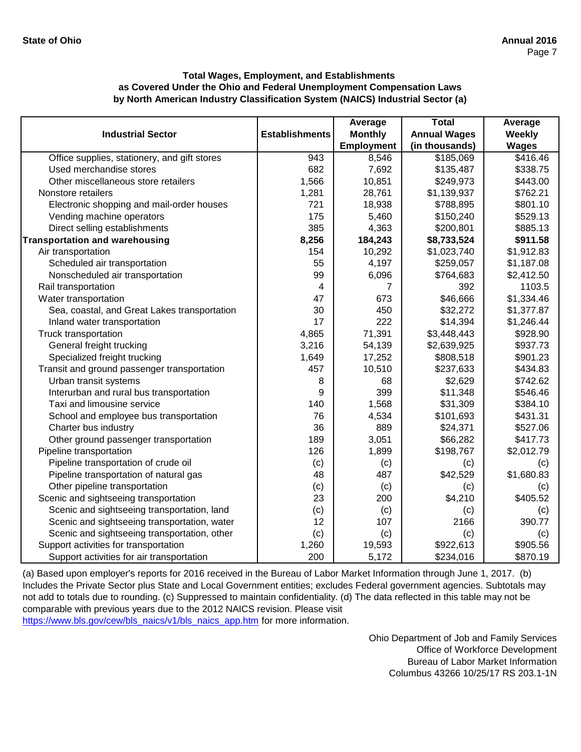**Total Wages, Employment, and Establishments as Covered Under the Ohio and Federal Unemployment Compensation Laws by North American Industry Classification System (NAICS) Industrial Sector (a)**

| Industrial Sector | Establishments | Average Monthly Employment | Total Annual Wages (in thousands) | Average Weekly Wages |
|---|---|---|---|---|
| Office supplies, stationery, and gift stores | 943 | 8,546 | $185,069 | $416.46 |
| Used merchandise stores | 682 | 7,692 | $135,487 | $338.75 |
| Other miscellaneous store retailers | 1,566 | 10,851 | $249,973 | $443.00 |
| Nonstore retailers | 1,281 | 28,761 | $1,139,937 | $762.21 |
| Electronic shopping and mail-order houses | 721 | 18,938 | $788,895 | $801.10 |
| Vending machine operators | 175 | 5,460 | $150,240 | $529.13 |
| Direct selling establishments | 385 | 4,363 | $200,801 | $885.13 |
| **Transportation and warehousing** | **8,256** | **184,243** | **$8,733,524** | **$911.58** |
| Air transportation | 154 | 10,292 | $1,023,740 | $1,912.83 |
| Scheduled air transportation | 55 | 4,197 | $259,057 | $1,187.08 |
| Nonscheduled air transportation | 99 | 6,096 | $764,683 | $2,412.50 |
| Rail transportation | 4 | 7 | 392 | 1103.5 |
| Water transportation | 47 | 673 | $46,666 | $1,334.46 |
| Sea, coastal, and Great Lakes transportation | 30 | 450 | $32,272 | $1,377.87 |
| Inland water transportation | 17 | 222 | $14,394 | $1,246.44 |
| Truck transportation | 4,865 | 71,391 | $3,448,443 | $928.90 |
| General freight trucking | 3,216 | 54,139 | $2,639,925 | $937.73 |
| Specialized freight trucking | 1,649 | 17,252 | $808,518 | $901.23 |
| Transit and ground passenger transportation | 457 | 10,510 | $237,633 | $434.83 |
| Urban transit systems | 8 | 68 | $2,629 | $742.62 |
| Interurban and rural bus transportation | 9 | 399 | $11,348 | $546.46 |
| Taxi and limousine service | 140 | 1,568 | $31,309 | $384.10 |
| School and employee bus transportation | 76 | 4,534 | $101,693 | $431.31 |
| Charter bus industry | 36 | 889 | $24,371 | $527.06 |
| Other ground passenger transportation | 189 | 3,051 | $66,282 | $417.73 |
| Pipeline transportation | 126 | 1,899 | $198,767 | $2,012.79 |
| Pipeline transportation of crude oil | (c) | (c) | (c) | (c) |
| Pipeline transportation of natural gas | 48 | 487 | $42,529 | $1,680.83 |
| Other pipeline transportation | (c) | (c) | (c) | (c) |
| Scenic and sightseeing transportation | 23 | 200 | $4,210 | $405.52 |
| Scenic and sightseeing transportation, land | (c) | (c) | (c) | (c) |
| Scenic and sightseeing transportation, water | 12 | 107 | 2166 | 390.77 |
| Scenic and sightseeing transportation, other | (c) | (c) | (c) | (c) |
| Support activities for transportation | 1,260 | 19,593 | $922,613 | $905.56 |
| Support activities for air transportation | 200 | 5,172 | $234,016 | $870.19 |

(a) Based upon employer's reports for 2016 received in the Bureau of Labor Market Information through June 1, 2017. (b) Includes the Private Sector plus State and Local Government entities; excludes Federal government agencies. Subtotals may not add to totals due to rounding. (c) Suppressed to maintain confidentiality. (d) The data reflected in this table may not be comparable with previous years due to the 2012 NAICS revision. Please visit https://www.bls.gov/cew/bls_naics/v1/bls_naics_app.htm for more information.

Ohio Department of Job and Family Services
Office of Workforce Development
Bureau of Labor Market Information
Columbus 43266 10/25/17 RS 203.1-1N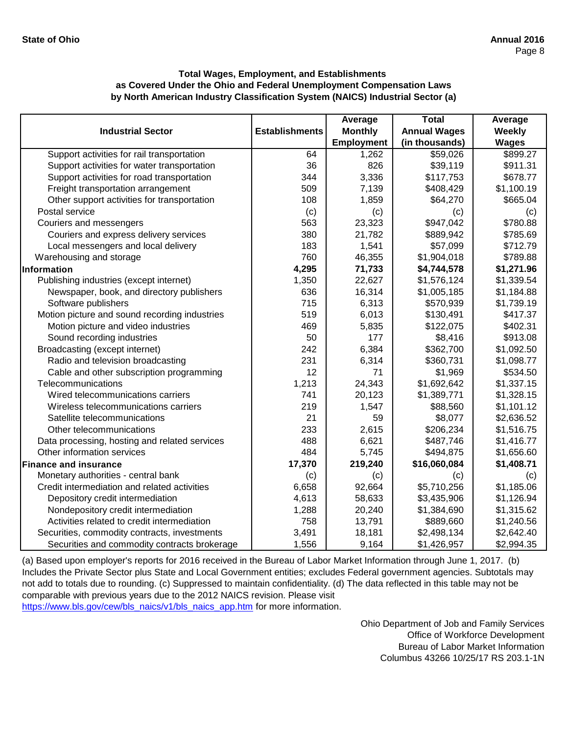**Total Wages, Employment, and Establishments as Covered Under the Ohio and Federal Unemployment Compensation Laws by North American Industry Classification System (NAICS) Industrial Sector (a)**

| Industrial Sector | Establishments | Average Monthly Employment | Total Annual Wages (in thousands) | Average Weekly Wages |
|---|---|---|---|---|
| Support activities for rail transportation | 64 | 1,262 | $59,026 | $899.27 |
| Support activities for water transportation | 36 | 826 | $39,119 | $911.31 |
| Support activities for road transportation | 344 | 3,336 | $117,753 | $678.77 |
| Freight transportation arrangement | 509 | 7,139 | $408,429 | $1,100.19 |
| Other support activities for transportation | 108 | 1,859 | $64,270 | $665.04 |
| Postal service | (c) | (c) | (c) | (c) |
| Couriers and messengers | 563 | 23,323 | $947,042 | $780.88 |
| Couriers and express delivery services | 380 | 21,782 | $889,942 | $785.69 |
| Local messengers and local delivery | 183 | 1,541 | $57,099 | $712.79 |
| Warehousing and storage | 760 | 46,355 | $1,904,018 | $789.88 |
| **Information** | **4,295** | **71,733** | **$4,744,578** | **$1,271.96** |
| Publishing industries (except internet) | 1,350 | 22,627 | $1,576,124 | $1,339.54 |
| Newspaper, book, and directory publishers | 636 | 16,314 | $1,005,185 | $1,184.88 |
| Software publishers | 715 | 6,313 | $570,939 | $1,739.19 |
| Motion picture and sound recording industries | 519 | 6,013 | $130,491 | $417.37 |
| Motion picture and video industries | 469 | 5,835 | $122,075 | $402.31 |
| Sound recording industries | 50 | 177 | $8,416 | $913.08 |
| Broadcasting (except internet) | 242 | 6,384 | $362,700 | $1,092.50 |
| Radio and television broadcasting | 231 | 6,314 | $360,731 | $1,098.77 |
| Cable and other subscription programming | 12 | 71 | $1,969 | $534.50 |
| Telecommunications | 1,213 | 24,343 | $1,692,642 | $1,337.15 |
| Wired telecommunications carriers | 741 | 20,123 | $1,389,771 | $1,328.15 |
| Wireless telecommunications carriers | 219 | 1,547 | $88,560 | $1,101.12 |
| Satellite telecommunications | 21 | 59 | $8,077 | $2,636.52 |
| Other telecommunications | 233 | 2,615 | $206,234 | $1,516.75 |
| Data processing, hosting and related services | 488 | 6,621 | $487,746 | $1,416.77 |
| Other information services | 484 | 5,745 | $494,875 | $1,656.60 |
| **Finance and insurance** | **17,370** | **219,240** | **$16,060,084** | **$1,408.71** |
| Monetary authorities - central bank | (c) | (c) | (c) | (c) |
| Credit intermediation and related activities | 6,658 | 92,664 | $5,710,256 | $1,185.06 |
| Depository credit intermediation | 4,613 | 58,633 | $3,435,906 | $1,126.94 |
| Nondepository credit intermediation | 1,288 | 20,240 | $1,384,690 | $1,315.62 |
| Activities related to credit intermediation | 758 | 13,791 | $889,660 | $1,240.56 |
| Securities, commodity contracts, investments | 3,491 | 18,181 | $2,498,134 | $2,642.40 |
| Securities and commodity contracts brokerage | 1,556 | 9,164 | $1,426,957 | $2,994.35 |

(a) Based upon employer's reports for 2016 received in the Bureau of Labor Market Information through June 1, 2017. (b) Includes the Private Sector plus State and Local Government entities; excludes Federal government agencies. Subtotals may not add to totals due to rounding. (c) Suppressed to maintain confidentiality. (d) The data reflected in this table may not be comparable with previous years due to the 2012 NAICS revision. Please visit https://www.bls.gov/cew/bls_naics/v1/bls_naics_app.htm for more information.

Ohio Department of Job and Family Services
Office of Workforce Development
Bureau of Labor Market Information
Columbus 43266 10/25/17 RS 203.1-1N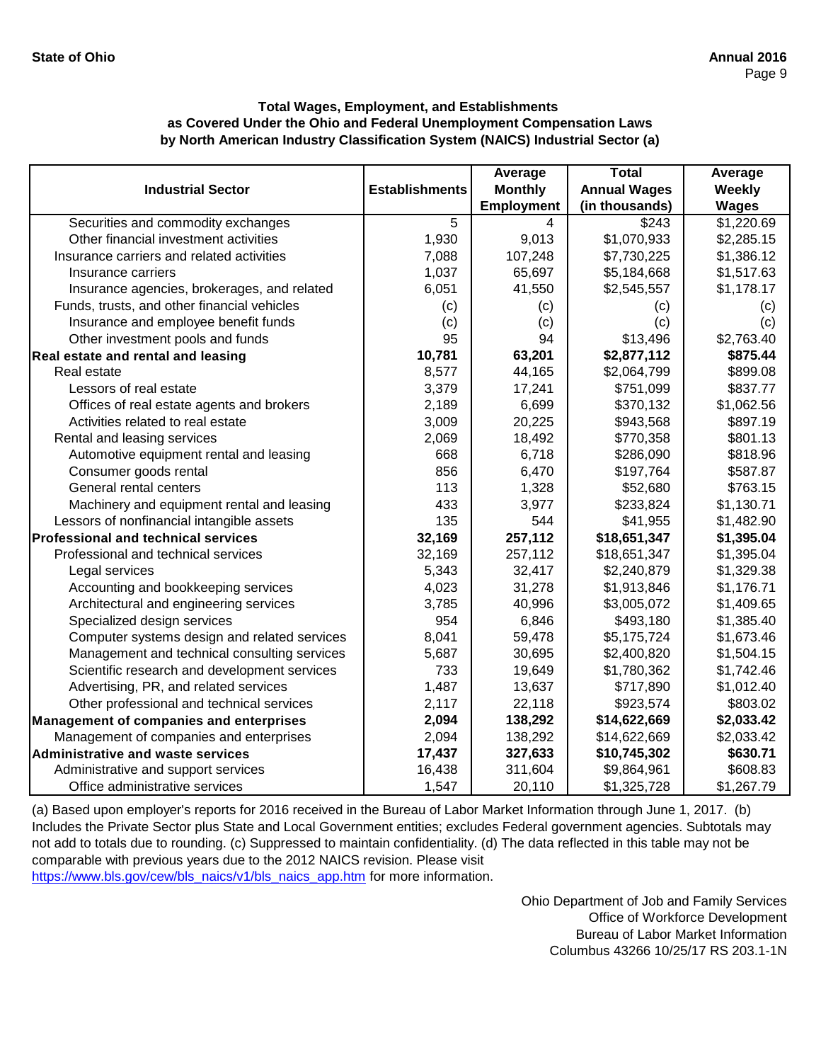**Total Wages, Employment, and Establishments as Covered Under the Ohio and Federal Unemployment Compensation Laws by North American Industry Classification System (NAICS) Industrial Sector (a)**

| Industrial Sector | Establishments | Average Monthly Employment | Total Annual Wages (in thousands) | Average Weekly Wages |
|---|---|---|---|---|
| Securities and commodity exchanges | 5 | 4 | $243 | $1,220.69 |
| Other financial investment activities | 1,930 | 9,013 | $1,070,933 | $2,285.15 |
| Insurance carriers and related activities | 7,088 | 107,248 | $7,730,225 | $1,386.12 |
| Insurance carriers | 1,037 | 65,697 | $5,184,668 | $1,517.63 |
| Insurance agencies, brokerages, and related | 6,051 | 41,550 | $2,545,557 | $1,178.17 |
| Funds, trusts, and other financial vehicles | (c) | (c) | (c) | (c) |
| Insurance and employee benefit funds | (c) | (c) | (c) | (c) |
| Other investment pools and funds | 95 | 94 | $13,496 | $2,763.40 |
| **Real estate and rental and leasing** | **10,781** | **63,201** | **$2,877,112** | **$875.44** |
| Real estate | 8,577 | 44,165 | $2,064,799 | $899.08 |
| Lessors of real estate | 3,379 | 17,241 | $751,099 | $837.77 |
| Offices of real estate agents and brokers | 2,189 | 6,699 | $370,132 | $1,062.56 |
| Activities related to real estate | 3,009 | 20,225 | $943,568 | $897.19 |
| Rental and leasing services | 2,069 | 18,492 | $770,358 | $801.13 |
| Automotive equipment rental and leasing | 668 | 6,718 | $286,090 | $818.96 |
| Consumer goods rental | 856 | 6,470 | $197,764 | $587.87 |
| General rental centers | 113 | 1,328 | $52,680 | $763.15 |
| Machinery and equipment rental and leasing | 433 | 3,977 | $233,824 | $1,130.71 |
| Lessors of nonfinancial intangible assets | 135 | 544 | $41,955 | $1,482.90 |
| **Professional and technical services** | **32,169** | **257,112** | **$18,651,347** | **$1,395.04** |
| Professional and technical services | 32,169 | 257,112 | $18,651,347 | $1,395.04 |
| Legal services | 5,343 | 32,417 | $2,240,879 | $1,329.38 |
| Accounting and bookkeeping services | 4,023 | 31,278 | $1,913,846 | $1,176.71 |
| Architectural and engineering services | 3,785 | 40,996 | $3,005,072 | $1,409.65 |
| Specialized design services | 954 | 6,846 | $493,180 | $1,385.40 |
| Computer systems design and related services | 8,041 | 59,478 | $5,175,724 | $1,673.46 |
| Management and technical consulting services | 5,687 | 30,695 | $2,400,820 | $1,504.15 |
| Scientific research and development services | 733 | 19,649 | $1,780,362 | $1,742.46 |
| Advertising, PR, and related services | 1,487 | 13,637 | $717,890 | $1,012.40 |
| Other professional and technical services | 2,117 | 22,118 | $923,574 | $803.02 |
| **Management of companies and enterprises** | **2,094** | **138,292** | **$14,622,669** | **$2,033.42** |
| Management of companies and enterprises | 2,094 | 138,292 | $14,622,669 | $2,033.42 |
| **Administrative and waste services** | **17,437** | **327,633** | **$10,745,302** | **$630.71** |
| Administrative and support services | 16,438 | 311,604 | $9,864,961 | $608.83 |
| Office administrative services | 1,547 | 20,110 | $1,325,728 | $1,267.79 |

(a) Based upon employer's reports for 2016 received in the Bureau of Labor Market Information through June 1, 2017. (b) Includes the Private Sector plus State and Local Government entities; excludes Federal government agencies. Subtotals may not add to totals due to rounding. (c) Suppressed to maintain confidentiality. (d) The data reflected in this table may not be comparable with previous years due to the 2012 NAICS revision. Please visit https://www.bls.gov/cew/bls_naics/v1/bls_naics_app.htm for more information.

Ohio Department of Job and Family Services
Office of Workforce Development
Bureau of Labor Market Information
Columbus 43266 10/25/17 RS 203.1-1N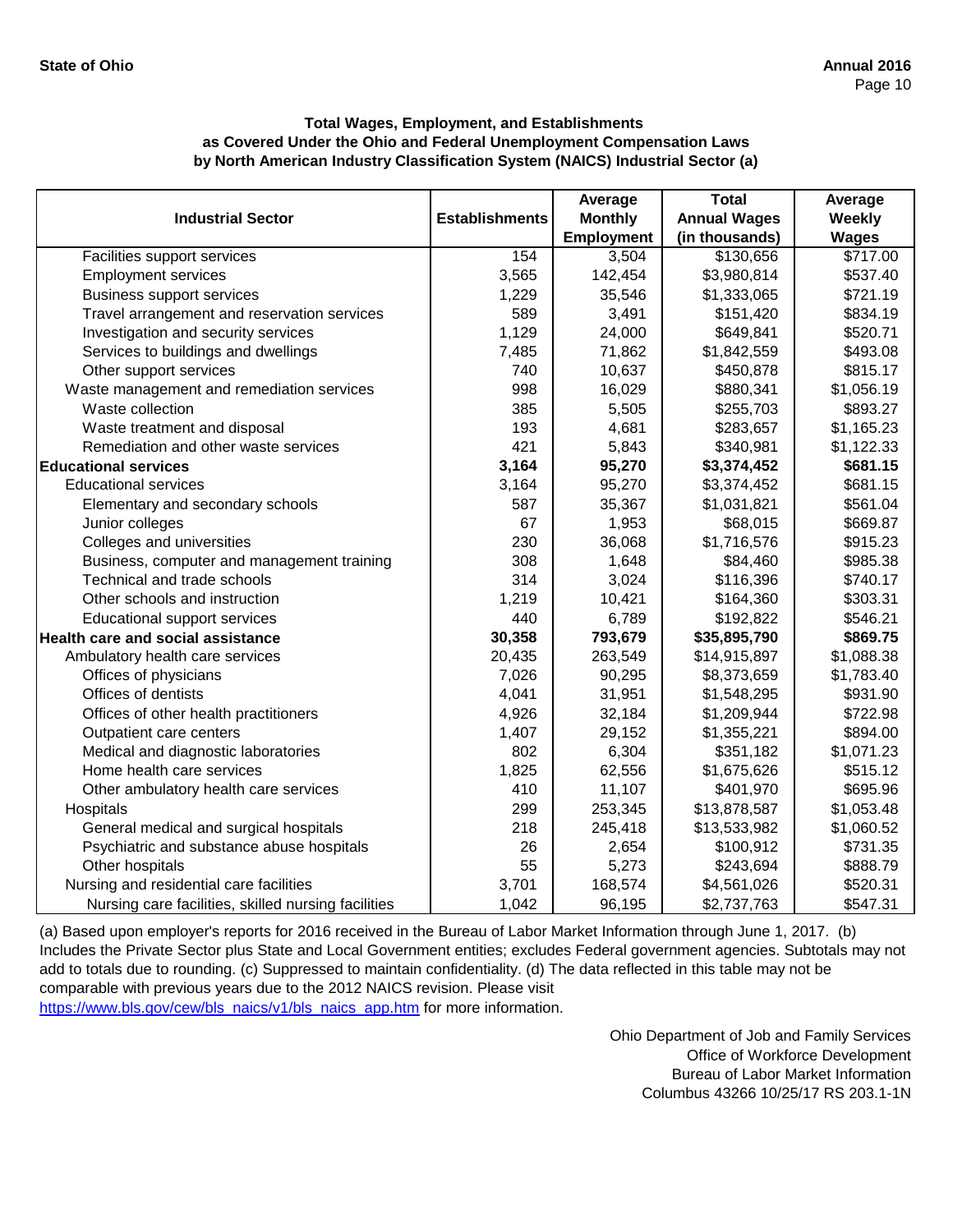### Total Wages, Employment, and Establishments as Covered Under the Ohio and Federal Unemployment Compensation Laws by North American Industry Classification System (NAICS) Industrial Sector (a)

| Industrial Sector | Establishments | Average Monthly Employment | Total Annual Wages (in thousands) | Average Weekly Wages |
|---|---|---|---|---|
| Facilities support services | 154 | 3,504 | $130,656 | $717.00 |
| Employment services | 3,565 | 142,454 | $3,980,814 | $537.40 |
| Business support services | 1,229 | 35,546 | $1,333,065 | $721.19 |
| Travel arrangement and reservation services | 589 | 3,491 | $151,420 | $834.19 |
| Investigation and security services | 1,129 | 24,000 | $649,841 | $520.71 |
| Services to buildings and dwellings | 7,485 | 71,862 | $1,842,559 | $493.08 |
| Other support services | 740 | 10,637 | $450,878 | $815.17 |
| Waste management and remediation services | 998 | 16,029 | $880,341 | $1,056.19 |
| Waste collection | 385 | 5,505 | $255,703 | $893.27 |
| Waste treatment and disposal | 193 | 4,681 | $283,657 | $1,165.23 |
| Remediation and other waste services | 421 | 5,843 | $340,981 | $1,122.33 |
| **Educational services** | **3,164** | **95,270** | **$3,374,452** | **$681.15** |
| Educational services | 3,164 | 95,270 | $3,374,452 | $681.15 |
| Elementary and secondary schools | 587 | 35,367 | $1,031,821 | $561.04 |
| Junior colleges | 67 | 1,953 | $68,015 | $669.87 |
| Colleges and universities | 230 | 36,068 | $1,716,576 | $915.23 |
| Business, computer and management training | 308 | 1,648 | $84,460 | $985.38 |
| Technical and trade schools | 314 | 3,024 | $116,396 | $740.17 |
| Other schools and instruction | 1,219 | 10,421 | $164,360 | $303.31 |
| Educational support services | 440 | 6,789 | $192,822 | $546.21 |
| **Health care and social assistance** | **30,358** | **793,679** | **$35,895,790** | **$869.75** |
| Ambulatory health care services | 20,435 | 263,549 | $14,915,897 | $1,088.38 |
| Offices of physicians | 7,026 | 90,295 | $8,373,659 | $1,783.40 |
| Offices of dentists | 4,041 | 31,951 | $1,548,295 | $931.90 |
| Offices of other health practitioners | 4,926 | 32,184 | $1,209,944 | $722.98 |
| Outpatient care centers | 1,407 | 29,152 | $1,355,221 | $894.00 |
| Medical and diagnostic laboratories | 802 | 6,304 | $351,182 | $1,071.23 |
| Home health care services | 1,825 | 62,556 | $1,675,626 | $515.12 |
| Other ambulatory health care services | 410 | 11,107 | $401,970 | $695.96 |
| Hospitals | 299 | 253,345 | $13,878,587 | $1,053.48 |
| General medical and surgical hospitals | 218 | 245,418 | $13,533,982 | $1,060.52 |
| Psychiatric and substance abuse hospitals | 26 | 2,654 | $100,912 | $731.35 |
| Other hospitals | 55 | 5,273 | $243,694 | $888.79 |
| Nursing and residential care facilities | 3,701 | 168,574 | $4,561,026 | $520.31 |
| Nursing care facilities, skilled nursing facilities | 1,042 | 96,195 | $2,737,763 | $547.31 |

(a) Based upon employer's reports for 2016 received in the Bureau of Labor Market Information through June 1, 2017. (b) Includes the Private Sector plus State and Local Government entities; excludes Federal government agencies. Subtotals may not add to totals due to rounding. (c) Suppressed to maintain confidentiality. (d) The data reflected in this table may not be comparable with previous years due to the 2012 NAICS revision. Please visit https://www.bls.gov/cew/bls_naics/v1/bls_naics_app.htm for more information.

Ohio Department of Job and Family Services
Office of Workforce Development
Bureau of Labor Market Information
Columbus 43266 10/25/17 RS 203.1-1N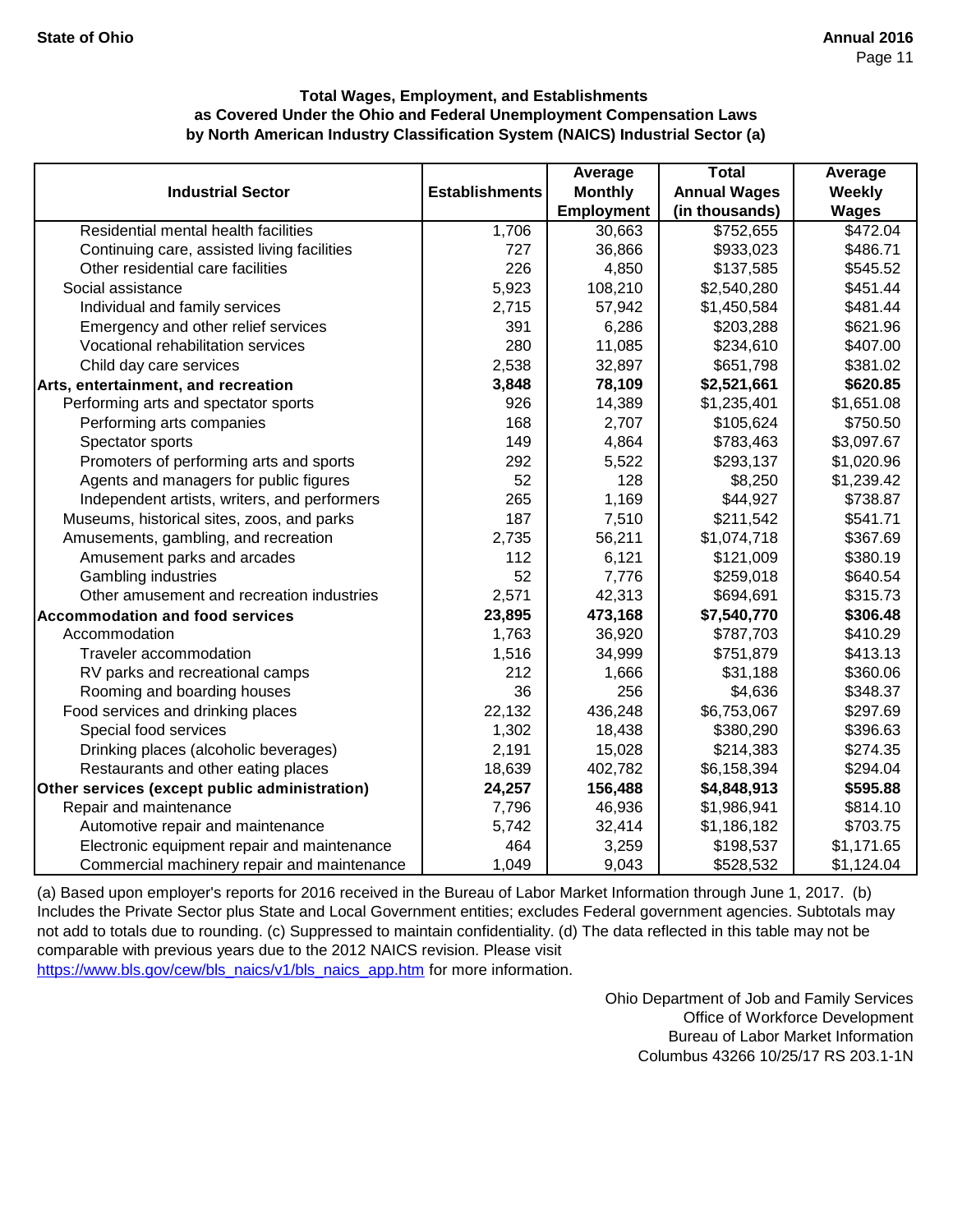### Total Wages, Employment, and Establishments as Covered Under the Ohio and Federal Unemployment Compensation Laws by North American Industry Classification System (NAICS) Industrial Sector (a)

| Industrial Sector | Establishments | Average Monthly Employment | Total Annual Wages (in thousands) | Average Weekly Wages |
|---|---|---|---|---|
| Residential mental health facilities | 1,706 | 30,663 | $752,655 | $472.04 |
| Continuing care, assisted living facilities | 727 | 36,866 | $933,023 | $486.71 |
| Other residential care facilities | 226 | 4,850 | $137,585 | $545.52 |
| Social assistance | 5,923 | 108,210 | $2,540,280 | $451.44 |
| Individual and family services | 2,715 | 57,942 | $1,450,584 | $481.44 |
| Emergency and other relief services | 391 | 6,286 | $203,288 | $621.96 |
| Vocational rehabilitation services | 280 | 11,085 | $234,610 | $407.00 |
| Child day care services | 2,538 | 32,897 | $651,798 | $381.02 |
| **Arts, entertainment, and recreation** | **3,848** | **78,109** | **$2,521,661** | **$620.85** |
| Performing arts and spectator sports | 926 | 14,389 | $1,235,401 | $1,651.08 |
| Performing arts companies | 168 | 2,707 | $105,624 | $750.50 |
| Spectator sports | 149 | 4,864 | $783,463 | $3,097.67 |
| Promoters of performing arts and sports | 292 | 5,522 | $293,137 | $1,020.96 |
| Agents and managers for public figures | 52 | 128 | $8,250 | $1,239.42 |
| Independent artists, writers, and performers | 265 | 1,169 | $44,927 | $738.87 |
| Museums, historical sites, zoos, and parks | 187 | 7,510 | $211,542 | $541.71 |
| Amusements, gambling, and recreation | 2,735 | 56,211 | $1,074,718 | $367.69 |
| Amusement parks and arcades | 112 | 6,121 | $121,009 | $380.19 |
| Gambling industries | 52 | 7,776 | $259,018 | $640.54 |
| Other amusement and recreation industries | 2,571 | 42,313 | $694,691 | $315.73 |
| **Accommodation and food services** | **23,895** | **473,168** | **$7,540,770** | **$306.48** |
| Accommodation | 1,763 | 36,920 | $787,703 | $410.29 |
| Traveler accommodation | 1,516 | 34,999 | $751,879 | $413.13 |
| RV parks and recreational camps | 212 | 1,666 | $31,188 | $360.06 |
| Rooming and boarding houses | 36 | 256 | $4,636 | $348.37 |
| Food services and drinking places | 22,132 | 436,248 | $6,753,067 | $297.69 |
| Special food services | 1,302 | 18,438 | $380,290 | $396.63 |
| Drinking places (alcoholic beverages) | 2,191 | 15,028 | $214,383 | $274.35 |
| Restaurants and other eating places | 18,639 | 402,782 | $6,158,394 | $294.04 |
| **Other services (except public administration)** | **24,257** | **156,488** | **$4,848,913** | **$595.88** |
| Repair and maintenance | 7,796 | 46,936 | $1,986,941 | $814.10 |
| Automotive repair and maintenance | 5,742 | 32,414 | $1,186,182 | $703.75 |
| Electronic equipment repair and maintenance | 464 | 3,259 | $198,537 | $1,171.65 |
| Commercial machinery repair and maintenance | 1,049 | 9,043 | $528,532 | $1,124.04 |

(a) Based upon employer's reports for 2016 received in the Bureau of Labor Market Information through June 1, 2017. (b) Includes the Private Sector plus State and Local Government entities; excludes Federal government agencies. Subtotals may not add to totals due to rounding. (c) Suppressed to maintain confidentiality. (d) The data reflected in this table may not be comparable with previous years due to the 2012 NAICS revision. Please visit https://www.bls.gov/cew/bls_naics/v1/bls_naics_app.htm for more information.

Ohio Department of Job and Family Services
Office of Workforce Development
Bureau of Labor Market Information
Columbus 43266 10/25/17 RS 203.1-1N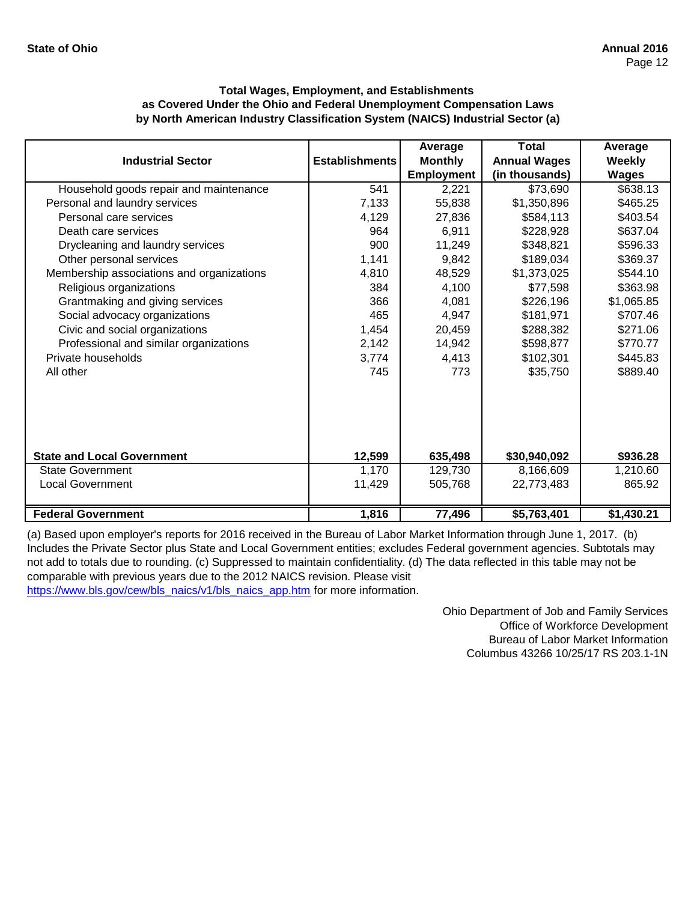**Total Wages, Employment, and Establishments as Covered Under the Ohio and Federal Unemployment Compensation Laws by North American Industry Classification System (NAICS) Industrial Sector (a)**

| Industrial Sector | Establishments | Average Monthly Employment | Total Annual Wages (in thousands) | Average Weekly Wages |
|---|---|---|---|---|
| Household goods repair and maintenance | 541 | 2,221 | $73,690 | $638.13 |
| Personal and laundry services | 7,133 | 55,838 | $1,350,896 | $465.25 |
| Personal care services | 4,129 | 27,836 | $584,113 | $403.54 |
| Death care services | 964 | 6,911 | $228,928 | $637.04 |
| Drycleaning and laundry services | 900 | 11,249 | $348,821 | $596.33 |
| Other personal services | 1,141 | 9,842 | $189,034 | $369.37 |
| Membership associations and organizations | 4,810 | 48,529 | $1,373,025 | $544.10 |
| Religious organizations | 384 | 4,100 | $77,598 | $363.98 |
| Grantmaking and giving services | 366 | 4,081 | $226,196 | $1,065.85 |
| Social advocacy organizations | 465 | 4,947 | $181,971 | $707.46 |
| Civic and social organizations | 1,454 | 20,459 | $288,382 | $271.06 |
| Professional and similar organizations | 2,142 | 14,942 | $598,877 | $770.77 |
| Private households | 3,774 | 4,413 | $102,301 | $445.83 |
| All other | 745 | 773 | $35,750 | $889.40 |
| **State and Local Government** | **12,599** | **635,498** | **$30,940,092** | **$936.28** |
| State Government | 1,170 | 129,730 | 8,166,609 | 1,210.60 |
| Local Government | 11,429 | 505,768 | 22,773,483 | 865.92 |
| **Federal Government** | **1,816** | **77,496** | **$5,763,401** | **$1,430.21** |

(a) Based upon employer's reports for 2016 received in the Bureau of Labor Market Information through June 1, 2017. (b) Includes the Private Sector plus State and Local Government entities; excludes Federal government agencies. Subtotals may not add to totals due to rounding. (c) Suppressed to maintain confidentiality. (d) The data reflected in this table may not be comparable with previous years due to the 2012 NAICS revision. Please visit https://www.bls.gov/cew/bls_naics/v1/bls_naics_app.htm for more information.

Ohio Department of Job and Family Services
Office of Workforce Development
Bureau of Labor Market Information
Columbus 43266 10/25/17 RS 203.1-1N